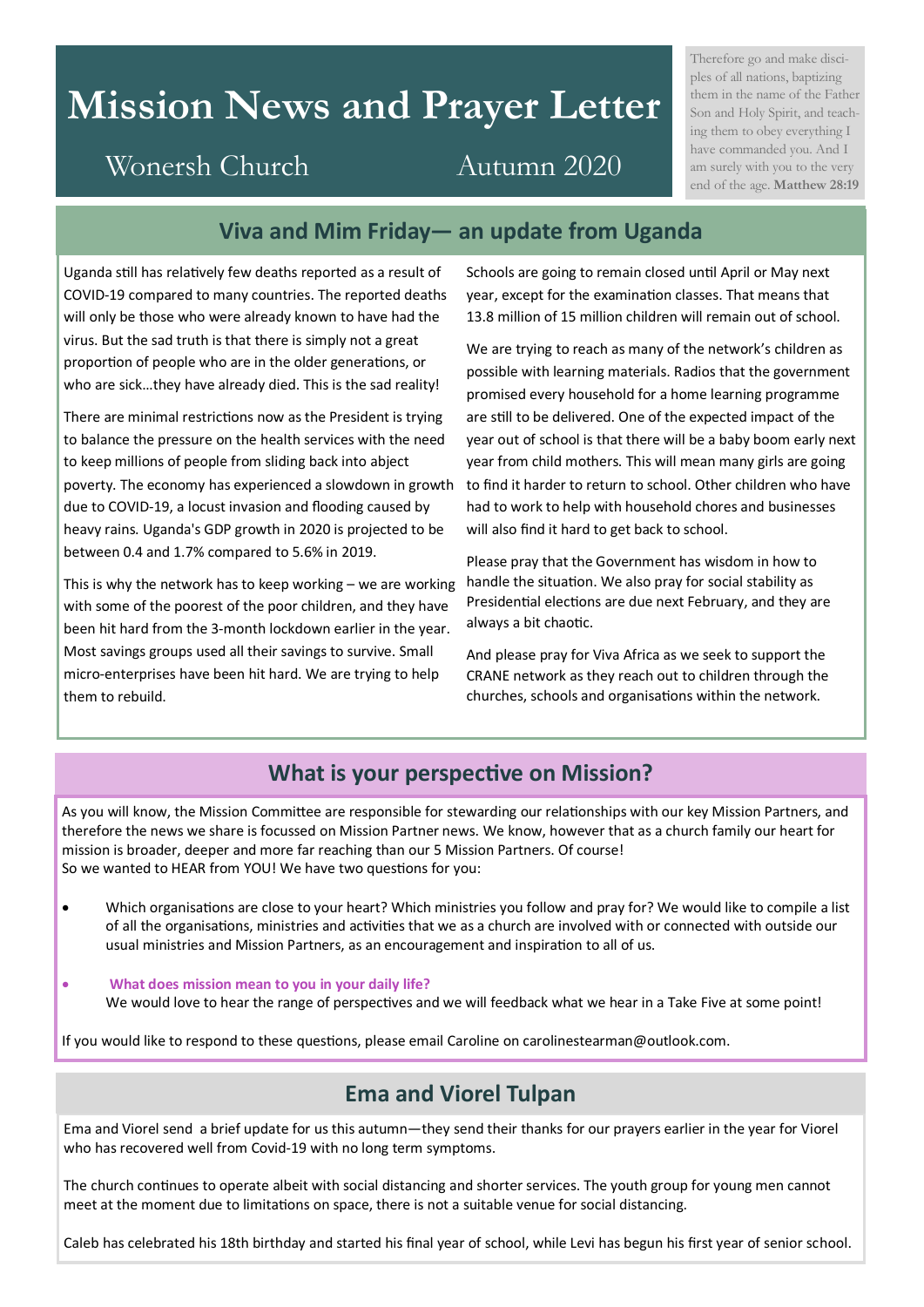# Mission News and Prayer Letter

Wonersh Church — Autumn 2020

*Therefore go and make disciples of all nations, baptizing them in the name of the Father Son and Holy Spirit, and teaching them to obey everything I have commanded you. And I am surely with you to the very end of the age.* **Matthew 28:19**

## Viva and Mim Friday— an update from Uganda

Uganda still has relatively few deaths reported as a result of COVID-19 compared to many countries. The reported deaths will only be those who were already known to have had the virus. But the sad truth is that there is simply not a great proportion of people who are in the older generations, or who are sick…they have already died. This is the sad reality!

There are minimal restrictions now as the President is trying to balance the pressure on the health services with the need to keep millions of people from sliding back into abject poverty. The economy has experienced a slowdown in growth due to COVID-19, a locust invasion and flooding caused by heavy rains. Uganda's GDP growth in 2020 is projected to be between 0.4 and 1.7% compared to 5.6% in 2019.

This is why the network has to keep working – we are working with some of the poorest of the poor children, and they have been hit hard from the 3-month lockdown earlier in the year. Most savings groups used all their savings to survive. Small micro-enterprises have been hit hard. We are trying to help them to rebuild.

Schools are going to remain closed until April or May next year, except for the examination classes. That means that 13.8 million of 15 million children will remain out of school.

We are trying to reach as many of the network's children as possible with learning materials. Radios that the government promised every household for a home learning programme are still to be delivered. One of the expected impact of the year out of school is that there will be a baby boom early next year from child mothers. This will mean many girls are going to find it harder to return to school. Other children who have had to work to help with household chores and businesses will also find it hard to get back to school.

Please pray that the Government has wisdom in how to handle the situation. We also pray for social stability as Presidential elections are due next February, and they are always a bit chaotic.

And please pray for Viva Africa as we seek to support the CRANE network as they reach out to children through the churches, schools and organisations within the network.

## What is your perspective on Mission?

As you will know, the Mission Committee are responsible for stewarding our relationships with our key Mission Partners, and therefore the news we share is focussed on Mission Partner news. We know, however that as a church family our heart for mission is broader, deeper and more far reaching than our 5 Mission Partners. Of course!
So we wanted to HEAR from YOU! We have two questions for you:

- Which organisations are close to your heart? Which ministries you follow and pray for? We would like to compile a list of all the organisations, ministries and activities that we as a church are involved with or connected with outside our usual ministries and Mission Partners, as an encouragement and inspiration to all of us.
- **What does mission mean to you in your daily life?**
  We would love to hear the range of perspectives and we will feedback what we hear in a Take Five at some point!

If you would like to respond to these questions, please email Caroline on carolinestearman@outlook.com.

## Ema and Viorel Tulpan

Ema and Viorel send a brief update for us this autumn—they send their thanks for our prayers earlier in the year for Viorel who has recovered well from Covid-19 with no long term symptoms.

The church continues to operate albeit with social distancing and shorter services. The youth group for young men cannot meet at the moment due to limitations on space, there is not a suitable venue for social distancing.

Caleb has celebrated his 18th birthday and started his final year of school, while Levi has begun his first year of senior school.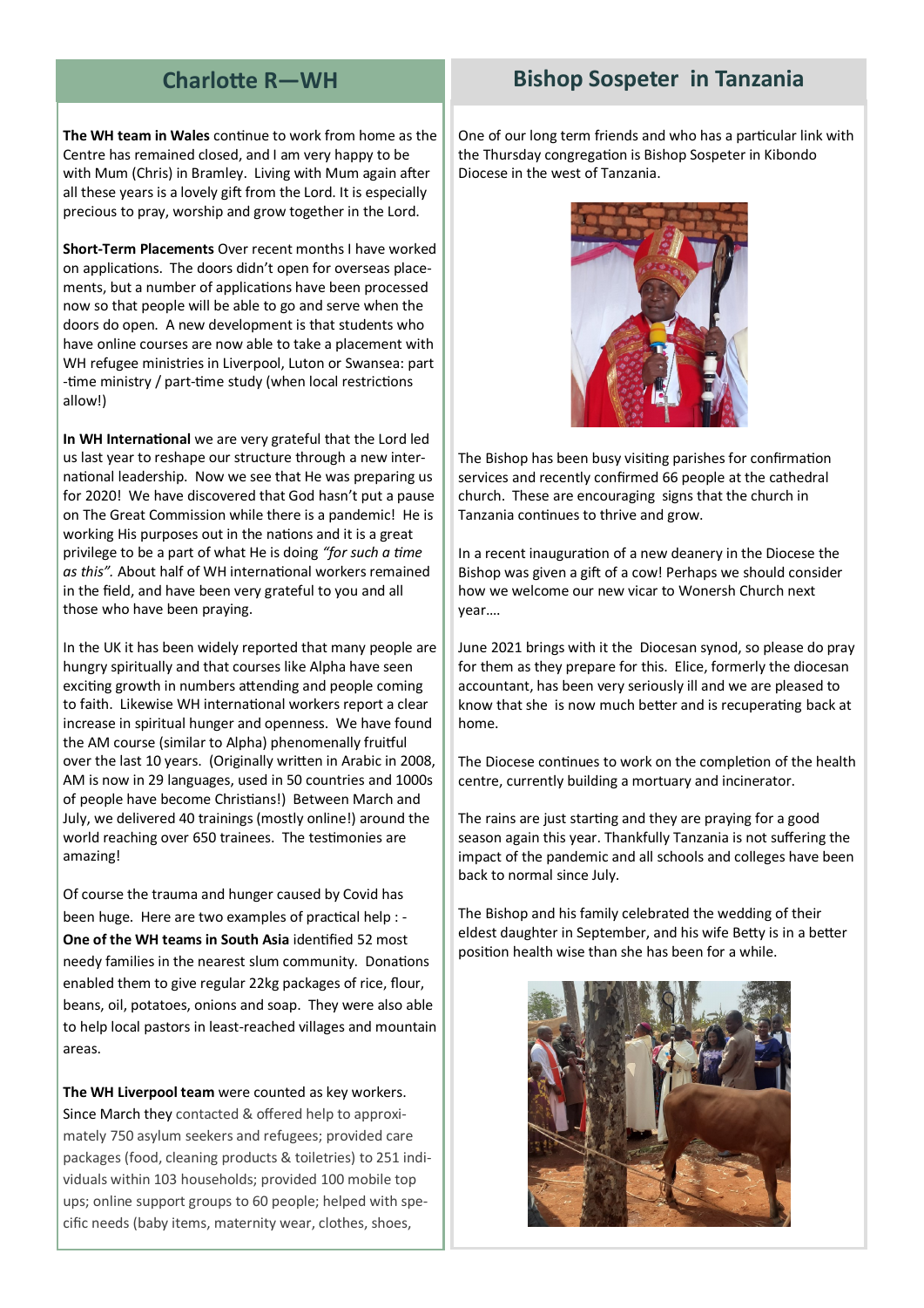## Charlotte R—WH

**The WH team in Wales** continue to work from home as the Centre has remained closed, and I am very happy to be with Mum (Chris) in Bramley. Living with Mum again after all these years is a lovely gift from the Lord. It is especially precious to pray, worship and grow together in the Lord.

**Short-Term Placements** Over recent months I have worked on applications. The doors didn't open for overseas placements, but a number of applications have been processed now so that people will be able to go and serve when the doors do open. A new development is that students who have online courses are now able to take a placement with WH refugee ministries in Liverpool, Luton or Swansea: part-time ministry / part-time study (when local restrictions allow!)

**In WH International** we are very grateful that the Lord led us last year to reshape our structure through a new international leadership. Now we see that He was preparing us for 2020! We have discovered that God hasn't put a pause on The Great Commission while there is a pandemic! He is working His purposes out in the nations and it is a great privilege to be a part of what He is doing *"for such a time as this"*. About half of WH international workers remained in the field, and have been very grateful to you and all those who have been praying.

In the UK it has been widely reported that many people are hungry spiritually and that courses like Alpha have seen exciting growth in numbers attending and people coming to faith. Likewise WH international workers report a clear increase in spiritual hunger and openness. We have found the AM course (similar to Alpha) phenomenally fruitful over the last 10 years. (Originally written in Arabic in 2008, AM is now in 29 languages, used in 50 countries and 1000s of people have become Christians!) Between March and July, we delivered 40 trainings (mostly online!) around the world reaching over 650 trainees. The testimonies are amazing!

Of course the trauma and hunger caused by Covid has been huge. Here are two examples of practical help : -
**One of the WH teams in South Asia** identified 52 most needy families in the nearest slum community. Donations enabled them to give regular 22kg packages of rice, flour, beans, oil, potatoes, onions and soap. They were also able to help local pastors in least-reached villages and mountain areas.

**The WH Liverpool team** were counted as key workers. Since March they contacted & offered help to approximately 750 asylum seekers and refugees; provided care packages (food, cleaning products & toiletries) to 251 individuals within 103 households; provided 100 mobile top ups; online support groups to 60 people; helped with specific needs (baby items, maternity wear, clothes, shoes,

## Bishop Sospeter in Tanzania

One of our long term friends and who has a particular link with the Thursday congregation is Bishop Sospeter in Kibondo Diocese in the west of Tanzania.

The Bishop has been busy visiting parishes for confirmation services and recently confirmed 66 people at the cathedral church. These are encouraging signs that the church in Tanzania continues to thrive and grow.

In a recent inauguration of a new deanery in the Diocese the Bishop was given a gift of a cow! Perhaps we should consider how we welcome our new vicar to Wonersh Church next year….

June 2021 brings with it the Diocesan synod, so please do pray for them as they prepare for this. Elice, formerly the diocesan accountant, has been very seriously ill and we are pleased to know that she is now much better and is recuperating back at home.

The Diocese continues to work on the completion of the health centre, currently building a mortuary and incinerator.

The rains are just starting and they are praying for a good season again this year. Thankfully Tanzania is not suffering the impact of the pandemic and all schools and colleges have been back to normal since July.

The Bishop and his family celebrated the wedding of their eldest daughter in September, and his wife Betty is in a better position health wise than she has been for a while.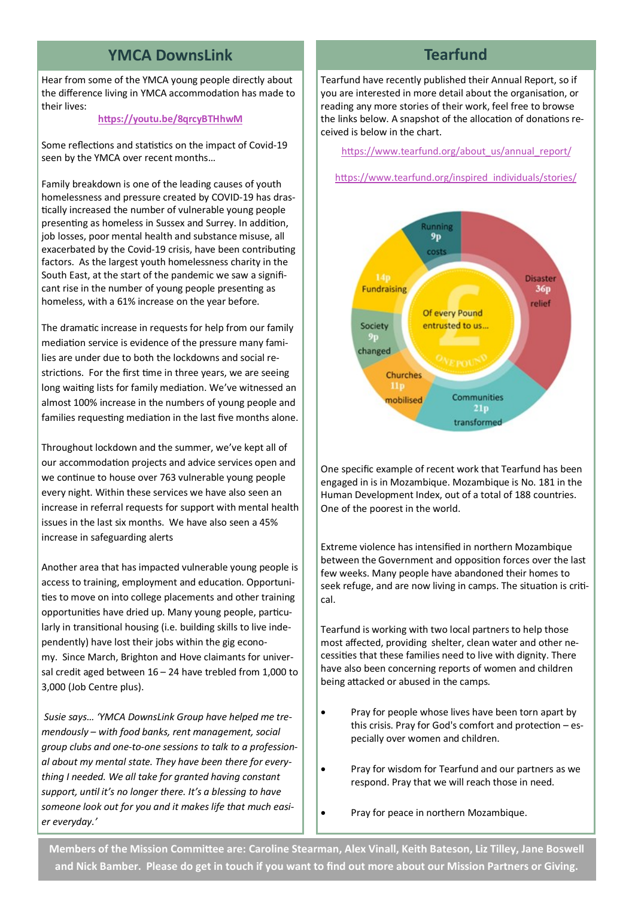## YMCA DownsLink

Hear from some of the YMCA young people directly about the difference living in YMCA accommodation has made to their lives:

https://youtu.be/8qrcyBTHhwM

Some reflections and statistics on the impact of Covid-19 seen by the YMCA over recent months…

Family breakdown is one of the leading causes of youth homelessness and pressure created by COVID-19 has drastically increased the number of vulnerable young people presenting as homeless in Sussex and Surrey. In addition, job losses, poor mental health and substance misuse, all exacerbated by the Covid-19 crisis, have been contributing factors. As the largest youth homelessness charity in the South East, at the start of the pandemic we saw a significant rise in the number of young people presenting as homeless, with a 61% increase on the year before.

The dramatic increase in requests for help from our family mediation service is evidence of the pressure many families are under due to both the lockdowns and social restrictions. For the first time in three years, we are seeing long waiting lists for family mediation. We've witnessed an almost 100% increase in the numbers of young people and families requesting mediation in the last five months alone.

Throughout lockdown and the summer, we've kept all of our accommodation projects and advice services open and we continue to house over 763 vulnerable young people every night. Within these services we have also seen an increase in referral requests for support with mental health issues in the last six months. We have also seen a 45% increase in safeguarding alerts

Another area that has impacted vulnerable young people is access to training, employment and education. Opportunities to move on into college placements and other training opportunities have dried up. Many young people, particularly in transitional housing (i.e. building skills to live independently) have lost their jobs within the gig economy. Since March, Brighton and Hove claimants for universal credit aged between 16 – 24 have trebled from 1,000 to 3,000 (Job Centre plus).

*Susie says… 'YMCA DownsLink Group have helped me tremendously – with food banks, rent management, social group clubs and one-to-one sessions to talk to a professional about my mental state. They have been there for everything I needed. We all take for granted having constant support, until it's no longer there. It's a blessing to have someone look out for you and it makes life that much easier everyday.'*

## Tearfund

Tearfund have recently published their Annual Report, so if you are interested in more detail about the organisation, or reading any more stories of their work, feel free to browse the links below. A snapshot of the allocation of donations received is below in the chart.

https://www.tearfund.org/about_us/annual_report/

https://www.tearfund.org/inspired_individuals/stories/

Of every Pound entrusted to us…

ONEPOUND

Disaster 36p relief

Communities 21p transformed

Churches 11p mobilised

Society 9p changed

14p Fundraising

Running 9p costs

One specific example of recent work that Tearfund has been engaged in is in Mozambique. Mozambique is No. 181 in the Human Development Index, out of a total of 188 countries. One of the poorest in the world.

Extreme violence has intensified in northern Mozambique between the Government and opposition forces over the last few weeks. Many people have abandoned their homes to seek refuge, and are now living in camps. The situation is critical.

Tearfund is working with two local partners to help those most affected, providing shelter, clean water and other necessities that these families need to live with dignity. There have also been concerning reports of women and children being attacked or abused in the camps.

- Pray for people whose lives have been torn apart by this crisis. Pray for God's comfort and protection – especially over women and children.
- Pray for wisdom for Tearfund and our partners as we respond. Pray that we will reach those in need.
- Pray for peace in northern Mozambique.

**Members of the Mission Committee are: Caroline Stearman, Alex Vinall, Keith Bateson, Liz Tilley, Jane Boswell and Nick Bamber. Please do get in touch if you want to find out more about our Mission Partners or Giving.**